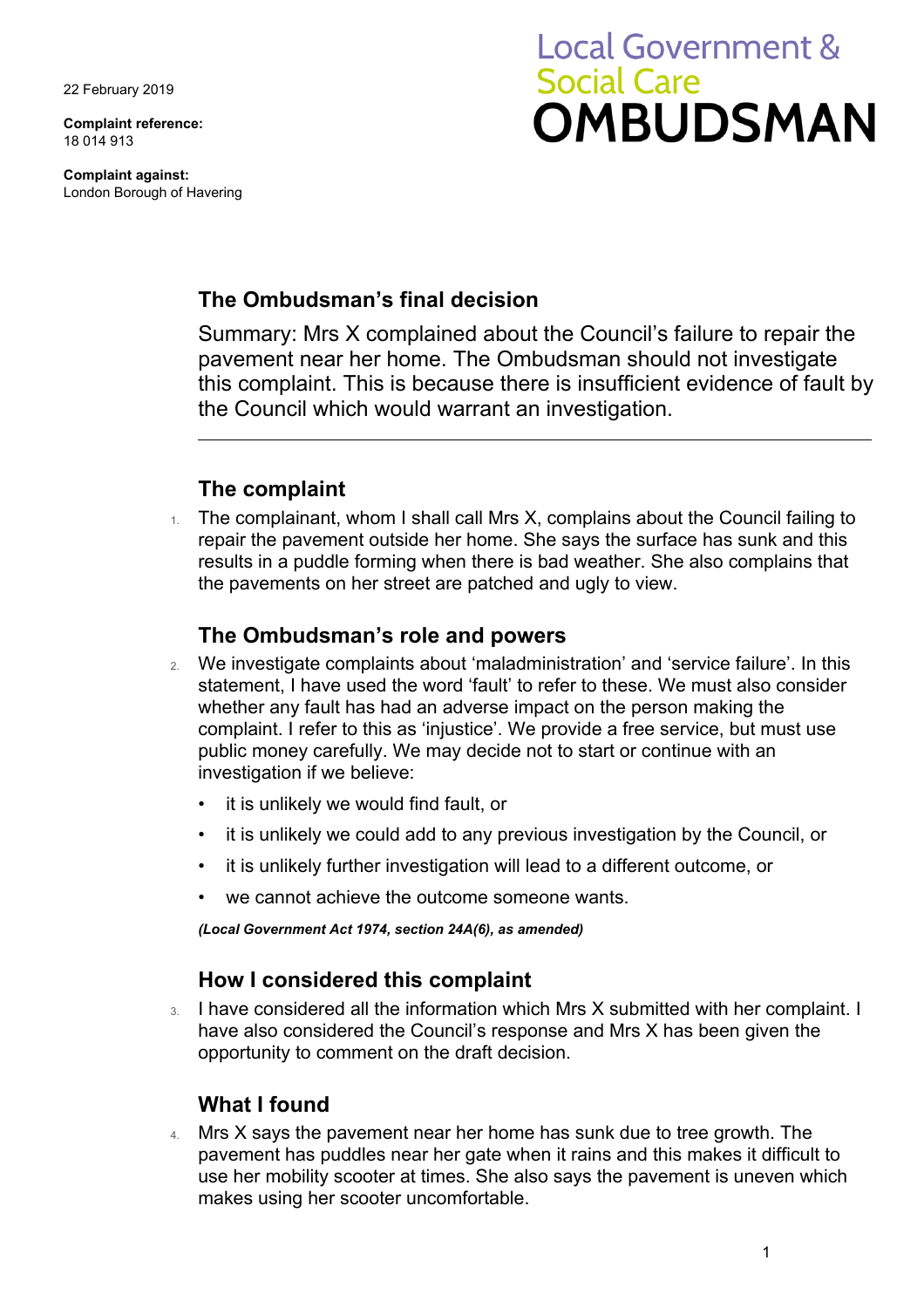22 February 2019

**Complaint reference:**
18 014 913

**Complaint against:**
London Borough of Havering

Local Government & Social Care
# OMBUDSMAN

## The Ombudsman's final decision

Summary: Mrs X complained about the Council's failure to repair the pavement near her home. The Ombudsman should not investigate this complaint. This is because there is insufficient evidence of fault by the Council which would warrant an investigation.

---

## The complaint

1. The complainant, whom I shall call Mrs X, complains about the Council failing to repair the pavement outside her home. She says the surface has sunk and this results in a puddle forming when there is bad weather. She also complains that the pavements on her street are patched and ugly to view.

## The Ombudsman's role and powers

2. We investigate complaints about 'maladministration' and 'service failure'. In this statement, I have used the word 'fault' to refer to these. We must also consider whether any fault has had an adverse impact on the person making the complaint. I refer to this as 'injustice'. We provide a free service, but must use public money carefully. We may decide not to start or continue with an investigation if we believe:
   - it is unlikely we would find fault, or
   - it is unlikely we could add to any previous investigation by the Council, or
   - it is unlikely further investigation will lead to a different outcome, or
   - we cannot achieve the outcome someone wants.

   ***(Local Government Act 1974, section 24A(6), as amended)***

## How I considered this complaint

3. I have considered all the information which Mrs X submitted with her complaint. I have also considered the Council's response and Mrs X has been given the opportunity to comment on the draft decision.

## What I found

4. Mrs X says the pavement near her home has sunk due to tree growth. The pavement has puddles near her gate when it rains and this makes it difficult to use her mobility scooter at times. She also says the pavement is uneven which makes using her scooter uncomfortable.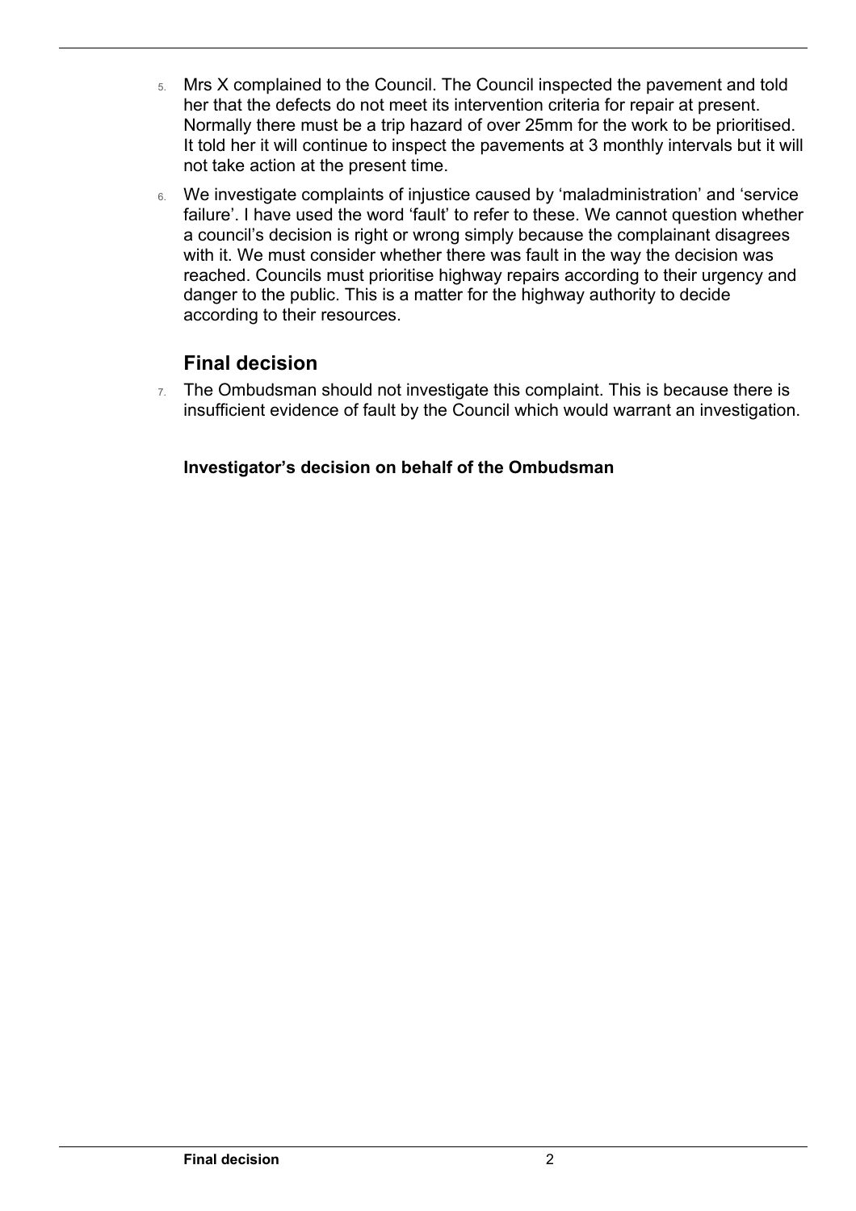5. Mrs X complained to the Council. The Council inspected the pavement and told her that the defects do not meet its intervention criteria for repair at present. Normally there must be a trip hazard of over 25mm for the work to be prioritised. It told her it will continue to inspect the pavements at 3 monthly intervals but it will not take action at the present time.
6. We investigate complaints of injustice caused by 'maladministration' and 'service failure'. I have used the word 'fault' to refer to these. We cannot question whether a council's decision is right or wrong simply because the complainant disagrees with it. We must consider whether there was fault in the way the decision was reached. Councils must prioritise highway repairs according to their urgency and danger to the public. This is a matter for the highway authority to decide according to their resources.

## Final decision

7. The Ombudsman should not investigate this complaint. This is because there is insufficient evidence of fault by the Council which would warrant an investigation.

**Investigator's decision on behalf of the Ombudsman**